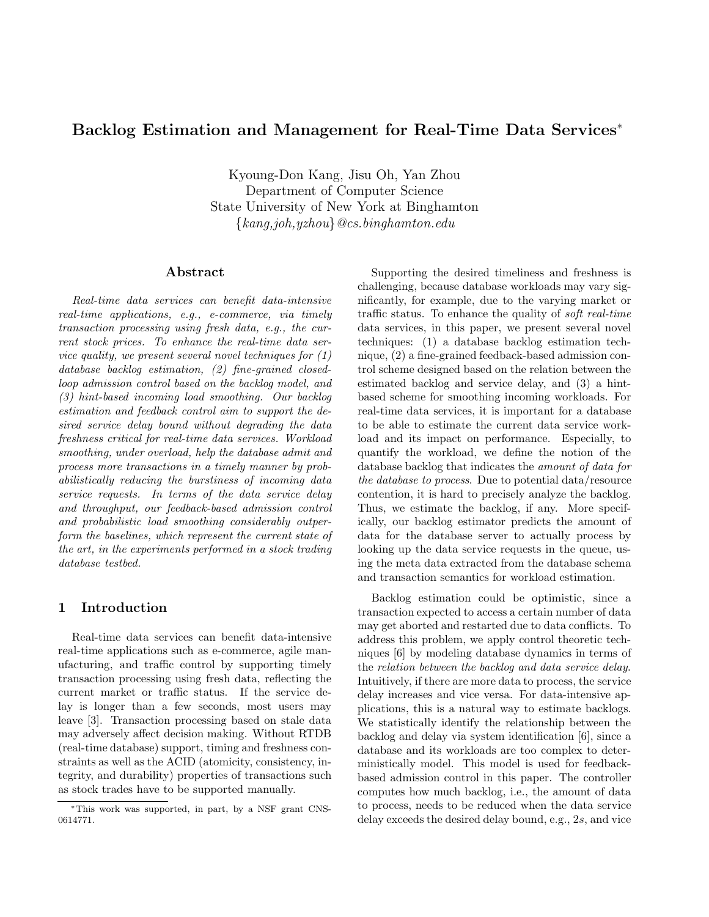# Backlog Estimation and Management for Real-Time Data Services*

Kyoung-Don Kang, Jisu Oh, Yan Zhou
Department of Computer Science
State University of New York at Binghamton
{*kang,joh,yzhou*}*@cs.binghamton.edu*

## Abstract

*Real-time data services can benefit data-intensive real-time applications, e.g., e-commerce, via timely transaction processing using fresh data, e.g., the current stock prices. To enhance the real-time data service quality, we present several novel techniques for (1) database backlog estimation, (2) fine-grained closed-loop admission control based on the backlog model, and (3) hint-based incoming load smoothing. Our backlog estimation and feedback control aim to support the desired service delay bound without degrading the data freshness critical for real-time data services. Workload smoothing, under overload, help the database admit and process more transactions in a timely manner by probabilistically reducing the burstiness of incoming data service requests. In terms of the data service delay and throughput, our feedback-based admission control and probabilistic load smoothing considerably outperform the baselines, which represent the current state of the art, in the experiments performed in a stock trading database testbed.*

## 1 Introduction

Real-time data services can benefit data-intensive real-time applications such as e-commerce, agile manufacturing, and traffic control by supporting timely transaction processing using fresh data, reflecting the current market or traffic status. If the service delay is longer than a few seconds, most users may leave [3]. Transaction processing based on stale data may adversely affect decision making. Without RTDB (real-time database) support, timing and freshness constraints as well as the ACID (atomicity, consistency, integrity, and durability) properties of transactions such as stock trades have to be supported manually.

Supporting the desired timeliness and freshness is challenging, because database workloads may vary significantly, for example, due to the varying market or traffic status. To enhance the quality of *soft real-time* data services, in this paper, we present several novel techniques: (1) a database backlog estimation technique, (2) a fine-grained feedback-based admission control scheme designed based on the relation between the estimated backlog and service delay, and (3) a hint-based scheme for smoothing incoming workloads. For real-time data services, it is important for a database to be able to estimate the current data service workload and its impact on performance. Especially, to quantify the workload, we define the notion of the database backlog that indicates the *amount of data for the database to process*. Due to potential data/resource contention, it is hard to precisely analyze the backlog. Thus, we estimate the backlog, if any. More specifically, our backlog estimator predicts the amount of data for the database server to actually process by looking up the data service requests in the queue, using the meta data extracted from the database schema and transaction semantics for workload estimation.

Backlog estimation could be optimistic, since a transaction expected to access a certain number of data may get aborted and restarted due to data conflicts. To address this problem, we apply control theoretic techniques [6] by modeling database dynamics in terms of the *relation between the backlog and data service delay*. Intuitively, if there are more data to process, the service delay increases and vice versa. For data-intensive applications, this is a natural way to estimate backlogs. We statistically identify the relationship between the backlog and delay via system identification [6], since a database and its workloads are too complex to deterministically model. This model is used for feedback-based admission control in this paper. The controller computes how much backlog, i.e., the amount of data to process, needs to be reduced when the data service delay exceeds the desired delay bound, e.g., $2s$, and vice

*This work was supported, in part, by a NSF grant CNS-0614771.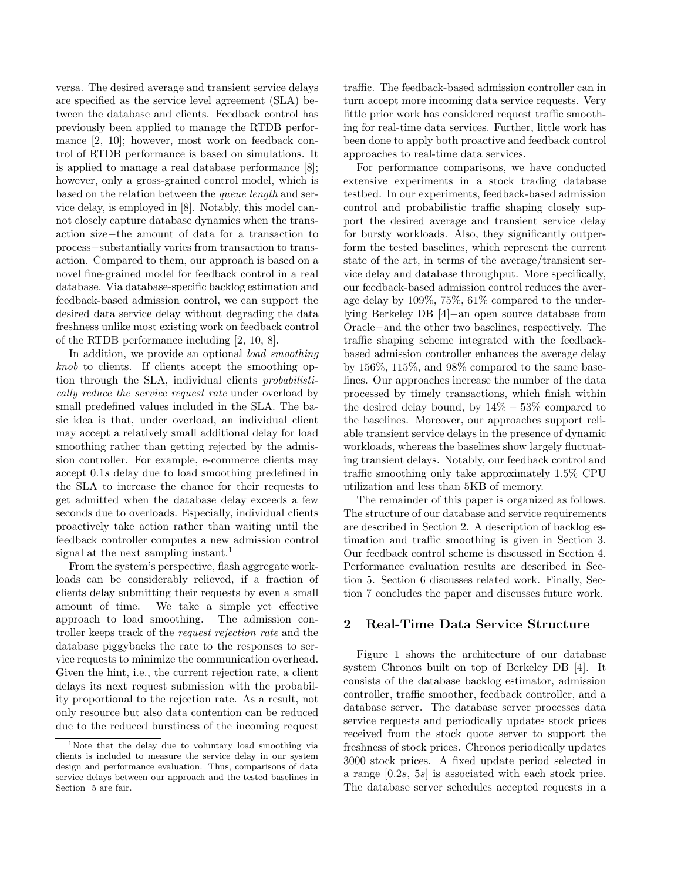versa. The desired average and transient service delays are specified as the service level agreement (SLA) between the database and clients. Feedback control has previously been applied to manage the RTDB performance [2, 10]; however, most work on feedback control of RTDB performance is based on simulations. It is applied to manage a real database performance [8]; however, only a gross-grained control model, which is based on the relation between the *queue length* and service delay, is employed in [8]. Notably, this model cannot closely capture database dynamics when the transaction size−the amount of data for a transaction to process−substantially varies from transaction to transaction. Compared to them, our approach is based on a novel fine-grained model for feedback control in a real database. Via database-specific backlog estimation and feedback-based admission control, we can support the desired data service delay without degrading the data freshness unlike most existing work on feedback control of the RTDB performance including [2, 10, 8].

In addition, we provide an optional *load smoothing knob* to clients. If clients accept the smoothing option through the SLA, individual clients *probabilistically reduce the service request rate* under overload by small predefined values included in the SLA. The basic idea is that, under overload, an individual client may accept a relatively small additional delay for load smoothing rather than getting rejected by the admission controller. For example, e-commerce clients may accept $0.1s$ delay due to load smoothing predefined in the SLA to increase the chance for their requests to get admitted when the database delay exceeds a few seconds due to overloads. Especially, individual clients proactively take action rather than waiting until the feedback controller computes a new admission control signal at the next sampling instant.[1]

From the system's perspective, flash aggregate workloads can be considerably relieved, if a fraction of clients delay submitting their requests by even a small amount of time. We take a simple yet effective approach to load smoothing. The admission controller keeps track of the *request rejection rate* and the database piggybacks the rate to the responses to service requests to minimize the communication overhead. Given the hint, i.e., the current rejection rate, a client delays its next request submission with the probability proportional to the rejection rate. As a result, not only resource but also data contention can be reduced due to the reduced burstiness of the incoming request traffic. The feedback-based admission controller can in turn accept more incoming data service requests. Very little prior work has considered request traffic smoothing for real-time data services. Further, little work has been done to apply both proactive and feedback control approaches to real-time data services.

For performance comparisons, we have conducted extensive experiments in a stock trading database testbed. In our experiments, feedback-based admission control and probabilistic traffic shaping closely support the desired average and transient service delay for bursty workloads. Also, they significantly outperform the tested baselines, which represent the current state of the art, in terms of the average/transient service delay and database throughput. More specifically, our feedback-based admission control reduces the average delay by 109%, 75%, 61% compared to the underlying Berkeley DB [4]−an open source database from Oracle−and the other two baselines, respectively. The traffic shaping scheme integrated with the feedback-based admission controller enhances the average delay by 156%, 115%, and 98% compared to the same baselines. Our approaches increase the number of the data processed by timely transactions, which finish within the desired delay bound, by $14\% - 53\%$ compared to the baselines. Moreover, our approaches support reliable transient service delays in the presence of dynamic workloads, whereas the baselines show largely fluctuating transient delays. Notably, our feedback control and traffic smoothing only take approximately 1.5% CPU utilization and less than 5KB of memory.

The remainder of this paper is organized as follows. The structure of our database and service requirements are described in Section 2. A description of backlog estimation and traffic smoothing is given in Section 3. Our feedback control scheme is discussed in Section 4. Performance evaluation results are described in Section 5. Section 6 discusses related work. Finally, Section 7 concludes the paper and discusses future work.

## 2 Real-Time Data Service Structure

Figure 1 shows the architecture of our database system Chronos built on top of Berkeley DB [4]. It consists of the database backlog estimator, admission controller, traffic smoother, feedback controller, and a database server. The database server processes data service requests and periodically updates stock prices received from the stock quote server to support the freshness of stock prices. Chronos periodically updates 3000 stock prices. A fixed update period selected in a range $[0.2s, 5s]$ is associated with each stock price. The database server schedules accepted requests in a

[1] Note that the delay due to voluntary load smoothing via clients is included to measure the service delay in our system design and performance evaluation. Thus, comparisons of data service delays between our approach and the tested baselines in Section 5 are fair.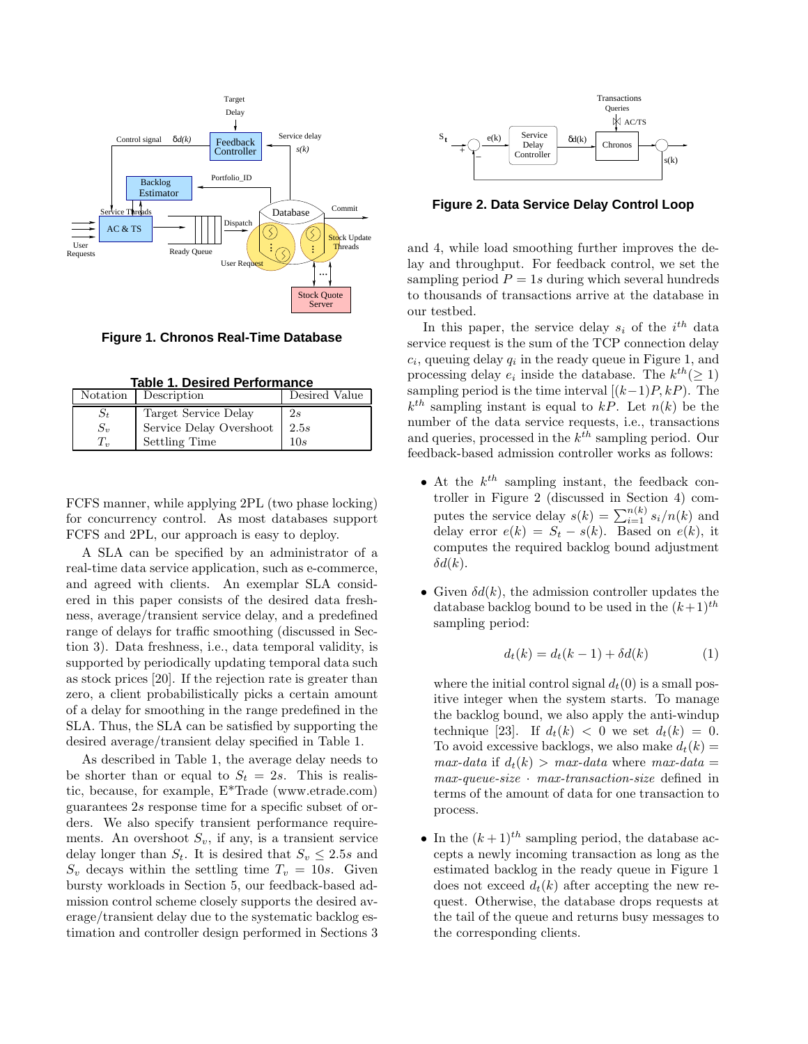**Figure 1. Chronos Real-Time Database**

**Table 1. Desired Performance**

| Notation | Description | Desired Value |
|---|---|---|
| $S_t$ | Target Service Delay | $2s$ |
| $S_v$ | Service Delay Overshoot | $2.5s$ |
| $T_v$ | Settling Time | $10s$ |

FCFS manner, while applying 2PL (two phase locking) for concurrency control. As most databases support FCFS and 2PL, our approach is easy to deploy.

A SLA can be specified by an administrator of a real-time data service application, such as e-commerce, and agreed with clients. An exemplar SLA considered in this paper consists of the desired data freshness, average/transient service delay, and a predefined range of delays for traffic smoothing (discussed in Section 3). Data freshness, i.e., data temporal validity, is supported by periodically updating temporal data such as stock prices [20]. If the rejection rate is greater than zero, a client probabilistically picks a certain amount of a delay for smoothing in the range predefined in the SLA. Thus, the SLA can be satisfied by supporting the desired average/transient delay specified in Table 1.

As described in Table 1, the average delay needs to be shorter than or equal to $S_t = 2s$. This is realistic, because, for example, E*Trade (www.etrade.com) guarantees $2s$ response time for a specific subset of orders. We also specify transient performance requirements. An overshoot $S_v$, if any, is a transient service delay longer than $S_t$. It is desired that $S_v \leq 2.5s$ and $S_v$ decays within the settling time $T_v = 10s$. Given bursty workloads in Section 5, our feedback-based admission control scheme closely supports the desired average/transient delay due to the systematic backlog estimation and controller design performed in Sections 3 and 4, while load smoothing further improves the delay and throughput. For feedback control, we set the sampling period $P = 1s$ during which several hundreds to thousands of transactions arrive at the database in our testbed.

**Figure 2. Data Service Delay Control Loop**

In this paper, the service delay $s_i$ of the $i^{th}$ data service request is the sum of the TCP connection delay $c_i$, queuing delay $q_i$ in the ready queue in Figure 1, and processing delay $e_i$ inside the database. The $k^{th}(\geq 1)$ sampling period is the time interval $[(k-1)P, kP)$. The $k^{th}$ sampling instant is equal to $kP$. Let $n(k)$ be the number of the data service requests, i.e., transactions and queries, processed in the $k^{th}$ sampling period. Our feedback-based admission controller works as follows:

- At the $k^{th}$ sampling instant, the feedback controller in Figure 2 (discussed in Section 4) computes the service delay $s(k) = \sum_{i=1}^{n(k)} s_i/n(k)$ and delay error $e(k) = S_t - s(k)$. Based on $e(k)$, it computes the required backlog bound adjustment $\delta d(k)$.

- Given $\delta d(k)$, the admission controller updates the database backlog bound to be used in the $(k+1)^{th}$ sampling period:

$$d_t(k) = d_t(k-1) + \delta d(k) \qquad (1)$$

  where the initial control signal $d_t(0)$ is a small positive integer when the system starts. To manage the backlog bound, we also apply the anti-windup technique [23]. If $d_t(k) < 0$ we set $d_t(k) = 0$. To avoid excessive backlogs, we also make $d_t(k) = \textit{max-data}$ if $d_t(k) > \textit{max-data}$ where $\textit{max-data} = \textit{max-queue-size} \cdot \textit{max-transaction-size}$ defined in terms of the amount of data for one transaction to process.

- In the $(k+1)^{th}$ sampling period, the database accepts a newly incoming transaction as long as the estimated backlog in the ready queue in Figure 1 does not exceed $d_t(k)$ after accepting the new request. Otherwise, the database drops requests at the tail of the queue and returns busy messages to the corresponding clients.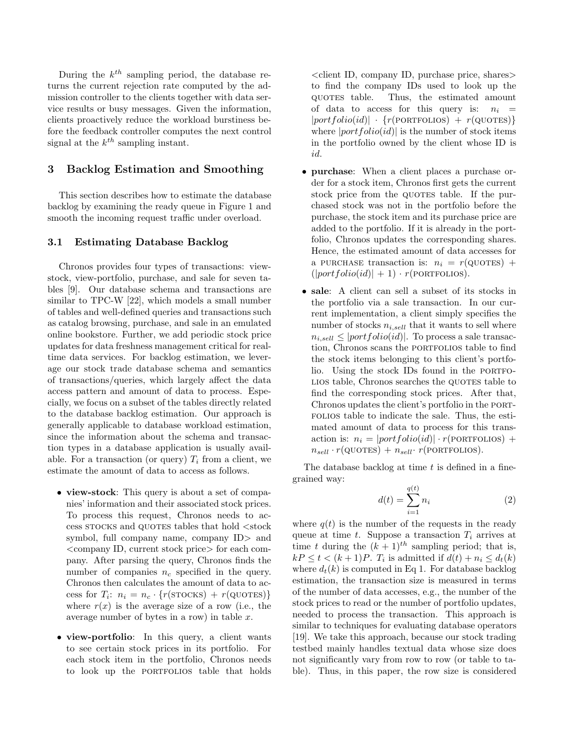During the $k^{th}$ sampling period, the database returns the current rejection rate computed by the admission controller to the clients together with data service results or busy messages. Given the information, clients proactively reduce the workload burstiness before the feedback controller computes the next control signal at the $k^{th}$ sampling instant.

## 3 Backlog Estimation and Smoothing

This section describes how to estimate the database backlog by examining the ready queue in Figure 1 and smooth the incoming request traffic under overload.

### 3.1 Estimating Database Backlog

Chronos provides four types of transactions: view-stock, view-portfolio, purchase, and sale for seven tables [9]. Our database schema and transactions are similar to TPC-W [22], which models a small number of tables and well-defined queries and transactions such as catalog browsing, purchase, and sale in an emulated online bookstore. Further, we add periodic stock price updates for data freshness management critical for real-time data services. For backlog estimation, we leverage our stock trade database schema and semantics of transactions/queries, which largely affect the data access pattern and amount of data to process. Especially, we focus on a subset of the tables directly related to the database backlog estimation. Our approach is generally applicable to database workload estimation, since the information about the schema and transaction types in a database application is usually available. For a transaction (or query) $T_i$ from a client, we estimate the amount of data to access as follows.

- **view-stock**: This query is about a set of companies' information and their associated stock prices. To process this request, Chronos needs to access STOCKS and QUOTES tables that hold <stock symbol, full company name, company ID> and <company ID, current stock price> for each company. After parsing the query, Chronos finds the number of companies $n_c$ specified in the query. Chronos then calculates the amount of data to access for $T_i$: $n_i = n_c \cdot \{r(\text{STOCKS}) + r(\text{QUOTES})\}$ where $r(x)$ is the average size of a row (i.e., the average number of bytes in a row) in table $x$.

- **view-portfolio**: In this query, a client wants to see certain stock prices in its portfolio. For each stock item in the portfolio, Chronos needs to look up the PORTFOLIOS table that holds <client ID, company ID, purchase price, shares> to find the company IDs used to look up the QUOTES table. Thus, the estimated amount of data to access for this query is: $n_i = |portfolio(id)| \cdot \{r(\text{PORTFOLIOS}) + r(\text{QUOTES})\}$ where $|portfolio(id)|$ is the number of stock items in the portfolio owned by the client whose ID is $id$.

- **purchase**: When a client places a purchase order for a stock item, Chronos first gets the current stock price from the QUOTES table. If the purchased stock was not in the portfolio before the purchase, the stock item and its purchase price are added to the portfolio. If it is already in the portfolio, Chronos updates the corresponding shares. Hence, the estimated amount of data accesses for a PURCHASE transaction is: $n_i = r(\text{QUOTES}) + (|portfolio(id)| + 1) \cdot r(\text{PORTFOLIOS})$.

- **sale**: A client can sell a subset of its stocks in the portfolio via a sale transaction. In our current implementation, a client simply specifies the number of stocks $n_{i,sell}$ that it wants to sell where $n_{i,sell} \leq |portfolio(id)|$. To process a sale transaction, Chronos scans the PORTFOLIOS table to find the stock items belonging to this client's portfolio. Using the stock IDs found in the PORTFOLIOS table, Chronos searches the QUOTES table to find the corresponding stock prices. After that, Chronos updates the client's portfolio in the PORTFOLIOS table to indicate the sale. Thus, the estimated amount of data to process for this transaction is: $n_i = |portfolio(id)| \cdot r(\text{PORTFOLIOS}) + n_{sell} \cdot r(\text{QUOTES}) + n_{sell} \cdot r(\text{PORTFOLIOS})$.

The database backlog at time $t$ is defined in a fine-grained way:

$$d(t) = \sum_{i=1}^{q(t)} n_i \tag{2}$$

where $q(t)$ is the number of the requests in the ready queue at time $t$. Suppose a transaction $T_i$ arrives at time $t$ during the $(k+1)^{th}$ sampling period; that is, $kP \leq t < (k+1)P$. $T_i$ is admitted if $d(t) + n_i \leq d_t(k)$ where $d_t(k)$ is computed in Eq 1. For database backlog estimation, the transaction size is measured in terms of the number of data accesses, e.g., the number of the stock prices to read or the number of portfolio updates, needed to process the transaction. This approach is similar to techniques for evaluating database operators [19]. We take this approach, because our stock trading testbed mainly handles textual data whose size does not significantly vary from row to row (or table to table). Thus, in this paper, the row size is considered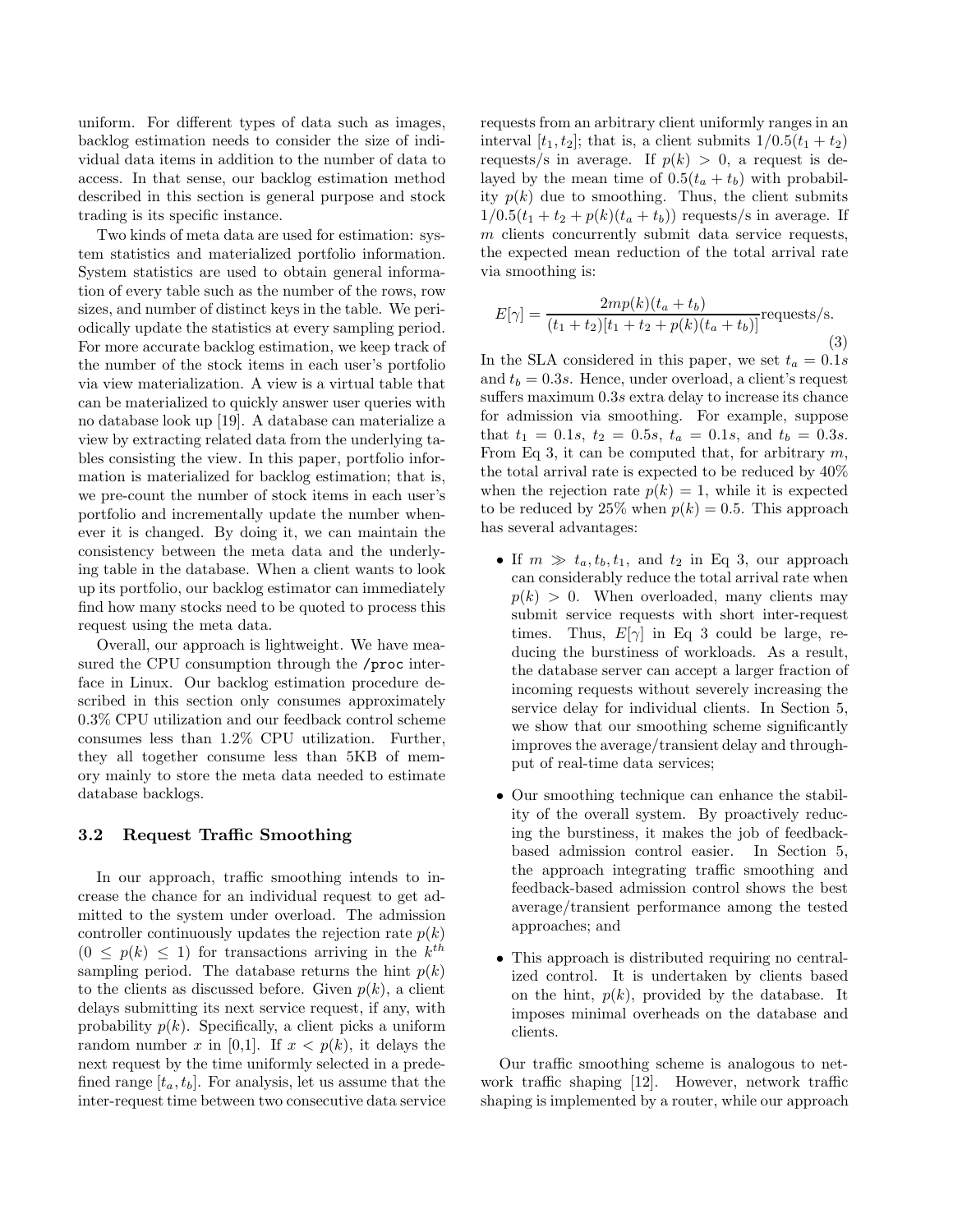uniform. For different types of data such as images, backlog estimation needs to consider the size of individual data items in addition to the number of data to access. In that sense, our backlog estimation method described in this section is general purpose and stock trading is its specific instance.

Two kinds of meta data are used for estimation: system statistics and materialized portfolio information. System statistics are used to obtain general information of every table such as the number of the rows, row sizes, and number of distinct keys in the table. We periodically update the statistics at every sampling period. For more accurate backlog estimation, we keep track of the number of the stock items in each user's portfolio via view materialization. A view is a virtual table that can be materialized to quickly answer user queries with no database look up [19]. A database can materialize a view by extracting related data from the underlying tables consisting the view. In this paper, portfolio information is materialized for backlog estimation; that is, we pre-count the number of stock items in each user's portfolio and incrementally update the number whenever it is changed. By doing it, we can maintain the consistency between the meta data and the underlying table in the database. When a client wants to look up its portfolio, our backlog estimator can immediately find how many stocks need to be quoted to process this request using the meta data.

Overall, our approach is lightweight. We have measured the CPU consumption through the `/proc` interface in Linux. Our backlog estimation procedure described in this section only consumes approximately 0.3% CPU utilization and our feedback control scheme consumes less than 1.2% CPU utilization. Further, they all together consume less than 5KB of memory mainly to store the meta data needed to estimate database backlogs.

### 3.2 Request Traffic Smoothing

In our approach, traffic smoothing intends to increase the chance for an individual request to get admitted to the system under overload. The admission controller continuously updates the rejection rate $p(k)$ ($0 \leq p(k) \leq 1$) for transactions arriving in the $k^{th}$ sampling period. The database returns the hint $p(k)$ to the clients as discussed before. Given $p(k)$, a client delays submitting its next service request, if any, with probability $p(k)$. Specifically, a client picks a uniform random number $x$ in [0,1]. If $x < p(k)$, it delays the next request by the time uniformly selected in a predefined range $[t_a, t_b]$. For analysis, let us assume that the inter-request time between two consecutive data service requests from an arbitrary client uniformly ranges in an interval $[t_1, t_2]$; that is, a client submits $1/0.5(t_1 + t_2)$ requests/s in average. If $p(k) > 0$, a request is delayed by the mean time of $0.5(t_a + t_b)$ with probability $p(k)$ due to smoothing. Thus, the client submits $1/0.5(t_1 + t_2 + p(k)(t_a + t_b))$ requests/s in average. If $m$ clients concurrently submit data service requests, the expected mean reduction of the total arrival rate via smoothing is:

$$E[\gamma] = \frac{2mp(k)(t_a + t_b)}{(t_1 + t_2)[t_1 + t_2 + p(k)(t_a + t_b)]} \text{requests/s.} \quad (3)$$

In the SLA considered in this paper, we set $t_a = 0.1s$ and $t_b = 0.3s$. Hence, under overload, a client's request suffers maximum $0.3s$ extra delay to increase its chance for admission via smoothing. For example, suppose that $t_1 = 0.1s$, $t_2 = 0.5s$, $t_a = 0.1s$, and $t_b = 0.3s$. From Eq 3, it can be computed that, for arbitrary $m$, the total arrival rate is expected to be reduced by 40% when the rejection rate $p(k) = 1$, while it is expected to be reduced by 25% when $p(k) = 0.5$. This approach has several advantages:

- If $m \gg t_a, t_b, t_1$, and $t_2$ in Eq 3, our approach can considerably reduce the total arrival rate when $p(k) > 0$. When overloaded, many clients may submit service requests with short inter-request times. Thus, $E[\gamma]$ in Eq 3 could be large, reducing the burstiness of workloads. As a result, the database server can accept a larger fraction of incoming requests without severely increasing the service delay for individual clients. In Section 5, we show that our smoothing scheme significantly improves the average/transient delay and throughput of real-time data services;
- Our smoothing technique can enhance the stability of the overall system. By proactively reducing the burstiness, it makes the job of feedback-based admission control easier. In Section 5, the approach integrating traffic smoothing and feedback-based admission control shows the best average/transient performance among the tested approaches; and
- This approach is distributed requiring no centralized control. It is undertaken by clients based on the hint, $p(k)$, provided by the database. It imposes minimal overheads on the database and clients.

Our traffic smoothing scheme is analogous to network traffic shaping [12]. However, network traffic shaping is implemented by a router, while our approach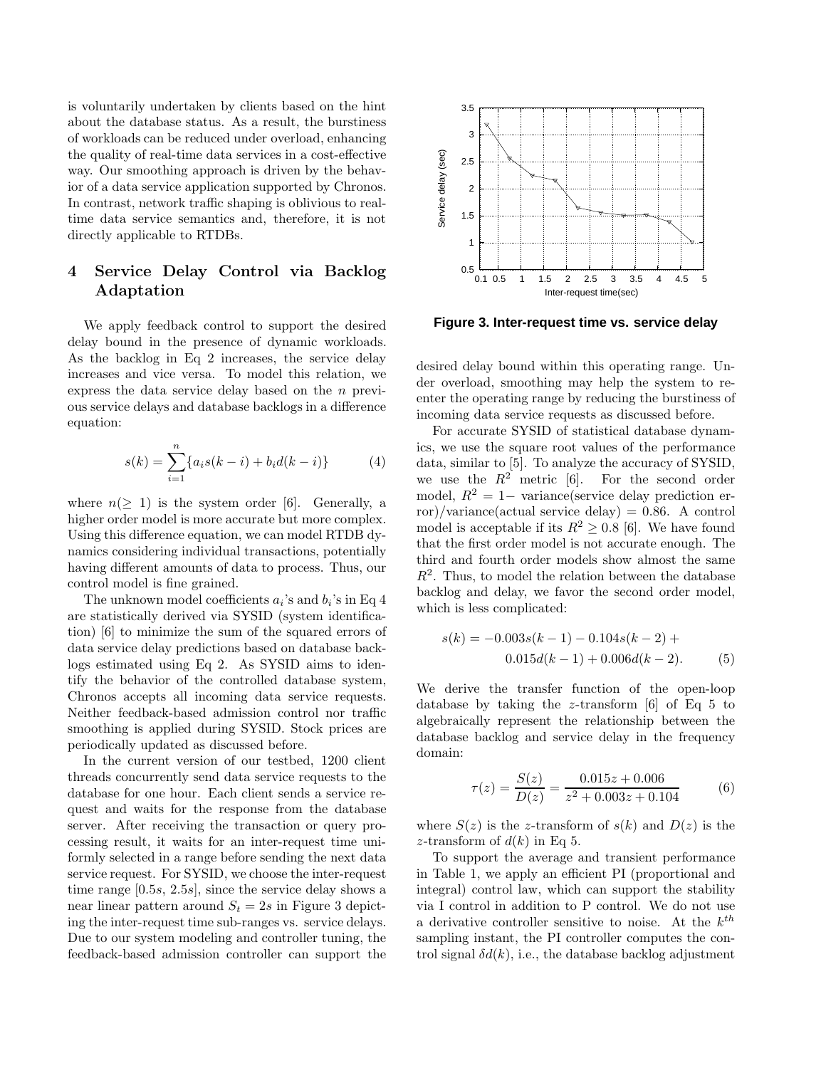is voluntarily undertaken by clients based on the hint about the database status. As a result, the burstiness of workloads can be reduced under overload, enhancing the quality of real-time data services in a cost-effective way. Our smoothing approach is driven by the behavior of a data service application supported by Chronos. In contrast, network traffic shaping is oblivious to real-time data service semantics and, therefore, it is not directly applicable to RTDBs.

## 4 Service Delay Control via Backlog Adaptation

We apply feedback control to support the desired delay bound in the presence of dynamic workloads. As the backlog in Eq 2 increases, the service delay increases and vice versa. To model this relation, we express the data service delay based on the $n$ previous service delays and database backlogs in a difference equation:

$$s(k) = \sum_{i=1}^{n} \{a_i s(k-i) + b_i d(k-i)\} \quad (4)$$

where $n (\geq 1)$ is the system order [6]. Generally, a higher order model is more accurate but more complex. Using this difference equation, we can model RTDB dynamics considering individual transactions, potentially having different amounts of data to process. Thus, our control model is fine grained.

The unknown model coefficients $a_i$'s and $b_i$'s in Eq 4 are statistically derived via SYSID (system identification) [6] to minimize the sum of the squared errors of data service delay predictions based on database backlogs estimated using Eq 2. As SYSID aims to identify the behavior of the controlled database system, Chronos accepts all incoming data service requests. Neither feedback-based admission control nor traffic smoothing is applied during SYSID. Stock prices are periodically updated as discussed before.

In the current version of our testbed, 1200 client threads concurrently send data service requests to the database for one hour. Each client sends a service request and waits for the response from the database server. After receiving the transaction or query processing result, it waits for an inter-request time uniformly selected in a range before sending the next data service request. For SYSID, we choose the inter-request time range $[0.5s, 2.5s]$, since the service delay shows a near linear pattern around $S_t = 2s$ in Figure 3 depicting the inter-request time sub-ranges vs. service delays. Due to our system modeling and controller tuning, the feedback-based admission controller can support the desired delay bound within this operating range. Under overload, smoothing may help the system to re-enter the operating range by reducing the burstiness of incoming data service requests as discussed before.

**Figure 3. Inter-request time vs. service delay**

For accurate SYSID of statistical database dynamics, we use the square root values of the performance data, similar to [5]. To analyze the accuracy of SYSID, we use the $R^2$ metric [6]. For the second order model, $R^2 = 1-$ variance(service delay prediction error)/variance(actual service delay) $= 0.86$. A control model is acceptable if its $R^2 \geq 0.8$ [6]. We have found that the first order model is not accurate enough. The third and fourth order models show almost the same $R^2$. Thus, to model the relation between the database backlog and delay, we favor the second order model, which is less complicated:

$$s(k) = -0.003s(k-1) - 0.104s(k-2) + 0.015d(k-1) + 0.006d(k-2). \quad (5)$$

We derive the transfer function of the open-loop database by taking the $z$-transform [6] of Eq 5 to algebraically represent the relationship between the database backlog and service delay in the frequency domain:

$$\tau(z) = \frac{S(z)}{D(z)} = \frac{0.015z + 0.006}{z^2 + 0.003z + 0.104} \quad (6)$$

where $S(z)$ is the $z$-transform of $s(k)$ and $D(z)$ is the $z$-transform of $d(k)$ in Eq 5.

To support the average and transient performance in Table 1, we apply an efficient PI (proportional and integral) control law, which can support the stability via I control in addition to P control. We do not use a derivative controller sensitive to noise. At the $k^{th}$ sampling instant, the PI controller computes the control signal $\delta d(k)$, i.e., the database backlog adjustment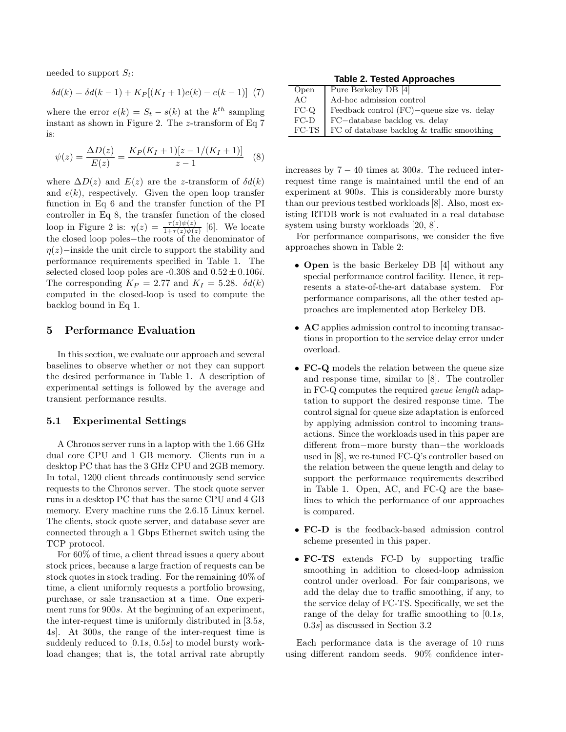needed to support $S_t$:

$$\delta d(k) = \delta d(k-1) + K_P[(K_I+1)e(k) - e(k-1)] \quad (7)$$

where the error $e(k) = S_t - s(k)$ at the $k^{th}$ sampling instant as shown in Figure 2. The $z$-transform of Eq 7 is:

$$\psi(z) = \frac{\Delta D(z)}{E(z)} = \frac{K_P(K_I+1)[z - 1/(K_I+1)]}{z-1} \quad (8)$$

where $\Delta D(z)$ and $E(z)$ are the $z$-transform of $\delta d(k)$ and $e(k)$, respectively. Given the open loop transfer function in Eq 6 and the transfer function of the PI controller in Eq 8, the transfer function of the closed loop in Figure 2 is: $\eta(z) = \frac{\tau(z)\psi(z)}{1+\tau(z)\psi(z)}$ [6]. We locate the closed loop poles−the roots of the denominator of $\eta(z)$−inside the unit circle to support the stability and performance requirements specified in Table 1. The selected closed loop poles are -0.308 and $0.52 \pm 0.106i$. The corresponding $K_P = 2.77$ and $K_I = 5.28$. $\delta d(k)$ computed in the closed-loop is used to compute the backlog bound in Eq 1.

## 5 Performance Evaluation

In this section, we evaluate our approach and several baselines to observe whether or not they can support the desired performance in Table 1. A description of experimental settings is followed by the average and transient performance results.

### 5.1 Experimental Settings

A Chronos server runs in a laptop with the 1.66 GHz dual core CPU and 1 GB memory. Clients run in a desktop PC that has the 3 GHz CPU and 2GB memory. In total, 1200 client threads continuously send service requests to the Chronos server. The stock quote server runs in a desktop PC that has the same CPU and 4 GB memory. Every machine runs the 2.6.15 Linux kernel. The clients, stock quote server, and database sever are connected through a 1 Gbps Ethernet switch using the TCP protocol.

For 60% of time, a client thread issues a query about stock prices, because a large fraction of requests can be stock quotes in stock trading. For the remaining 40% of time, a client uniformly requests a portfolio browsing, purchase, or sale transaction at a time. One experiment runs for 900$s$. At the beginning of an experiment, the inter-request time is uniformly distributed in [3.5$s$, 4$s$]. At 300$s$, the range of the inter-request time is suddenly reduced to [0.1$s$, 0.5$s$] to model bursty workload changes; that is, the total arrival rate abruptly increases by $7-40$ times at 300$s$. The reduced inter-request time range is maintained until the end of an experiment at 900$s$. This is considerably more bursty than our previous testbed workloads [8]. Also, most existing RTDB work is not evaluated in a real database system using bursty workloads [20, 8].

**Table 2. Tested Approaches**

| | |
|---|---|
| Open | Pure Berkeley DB [4] |
| AC | Ad-hoc admission control |
| FC-Q | Feedback control (FC)−queue size vs. delay |
| FC-D | FC−database backlog vs. delay |
| FC-TS | FC of database backlog & traffic smoothing |

For performance comparisons, we consider the five approaches shown in Table 2:

- **Open** is the basic Berkeley DB [4] without any special performance control facility. Hence, it represents a state-of-the-art database system. For performance comparisons, all the other tested approaches are implemented atop Berkeley DB.
- **AC** applies admission control to incoming transactions in proportion to the service delay error under overload.
- **FC-Q** models the relation between the queue size and response time, similar to [8]. The controller in FC-Q computes the required *queue length* adaptation to support the desired response time. The control signal for queue size adaptation is enforced by applying admission control to incoming transactions. Since the workloads used in this paper are different from−more bursty than−the workloads used in [8], we re-tuned FC-Q's controller based on the relation between the queue length and delay to support the performance requirements described in Table 1. Open, AC, and FC-Q are the baselines to which the performance of our approaches is compared.
- **FC-D** is the feedback-based admission control scheme presented in this paper.
- **FC-TS** extends FC-D by supporting traffic smoothing in addition to closed-loop admission control under overload. For fair comparisons, we add the delay due to traffic smoothing, if any, to the service delay of FC-TS. Specifically, we set the range of the delay for traffic smoothing to [0.1$s$, 0.3$s$] as discussed in Section 3.2

Each performance data is the average of 10 runs using different random seeds. 90% confidence inter-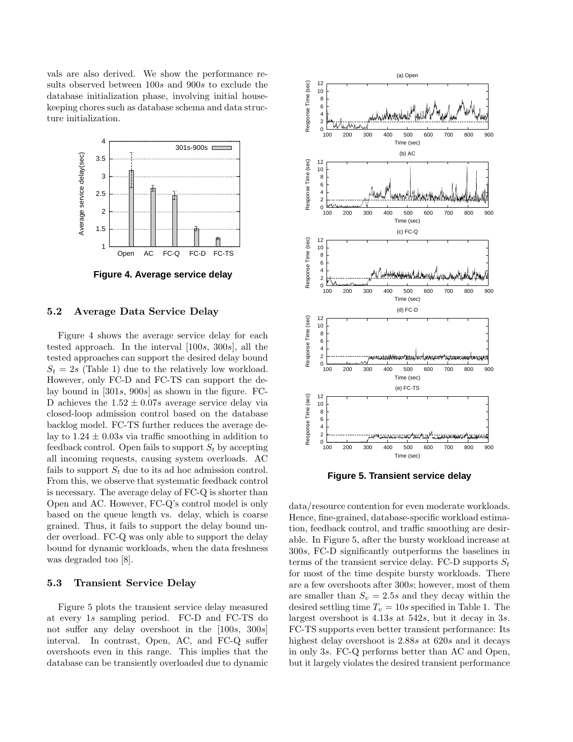vals are also derived. We show the performance results observed between $100s$ and $900s$ to exclude the database initialization phase, involving initial housekeeping chores such as database schema and data structure initialization.

**Figure 4. Average service delay**

### 5.2 Average Data Service Delay

Figure 4 shows the average service delay for each tested approach. In the interval $[100s, 300s]$, all the tested approaches can support the desired delay bound $S_t = 2s$ (Table 1) due to the relatively low workload. However, only FC-D and FC-TS can support the delay bound in $[301s, 900s]$ as shown in the figure. FC-D achieves the $1.52 \pm 0.07s$ average service delay via closed-loop admission control based on the database backlog model. FC-TS further reduces the average delay to $1.24 \pm 0.03s$ via traffic smoothing in addition to feedback control. Open fails to support $S_t$ by accepting all incoming requests, causing system overloads. AC fails to support $S_t$ due to its ad hoc admission control. From this, we observe that systematic feedback control is necessary. The average delay of FC-Q is shorter than Open and AC. However, FC-Q's control model is only based on the queue length vs. delay, which is coarse grained. Thus, it fails to support the delay bound under overload. FC-Q was only able to support the delay bound for dynamic workloads, when the data freshness was degraded too [8].

### 5.3 Transient Service Delay

Figure 5 plots the transient service delay measured at every $1s$ sampling period. FC-D and FC-TS do not suffer any delay overshoot in the $[100s, 300s]$ interval. In contrast, Open, AC, and FC-Q suffer overshoots even in this range. This implies that the database can be transiently overloaded due to dynamic data/resource contention for even moderate workloads. Hence, fine-grained, database-specific workload estimation, feedback control, and traffic smoothing are desirable. In Figure 5, after the bursty workload increase at $300s$, FC-D significantly outperforms the baselines in terms of the transient service delay. FC-D supports $S_t$ for most of the time despite bursty workloads. There are a few overshoots after $300s$; however, most of them are smaller than $S_v = 2.5s$ and they decay within the desired settling time $T_v = 10s$ specified in Table 1. The largest overshoot is $4.13s$ at $542s$, but it decay in $3s$. FC-TS supports even better transient performance: Its highest delay overshoot is $2.88s$ at $620s$ and it decays in only $3s$. FC-Q performs better than AC and Open, but it largely violates the desired transient performance

**Figure 5. Transient service delay**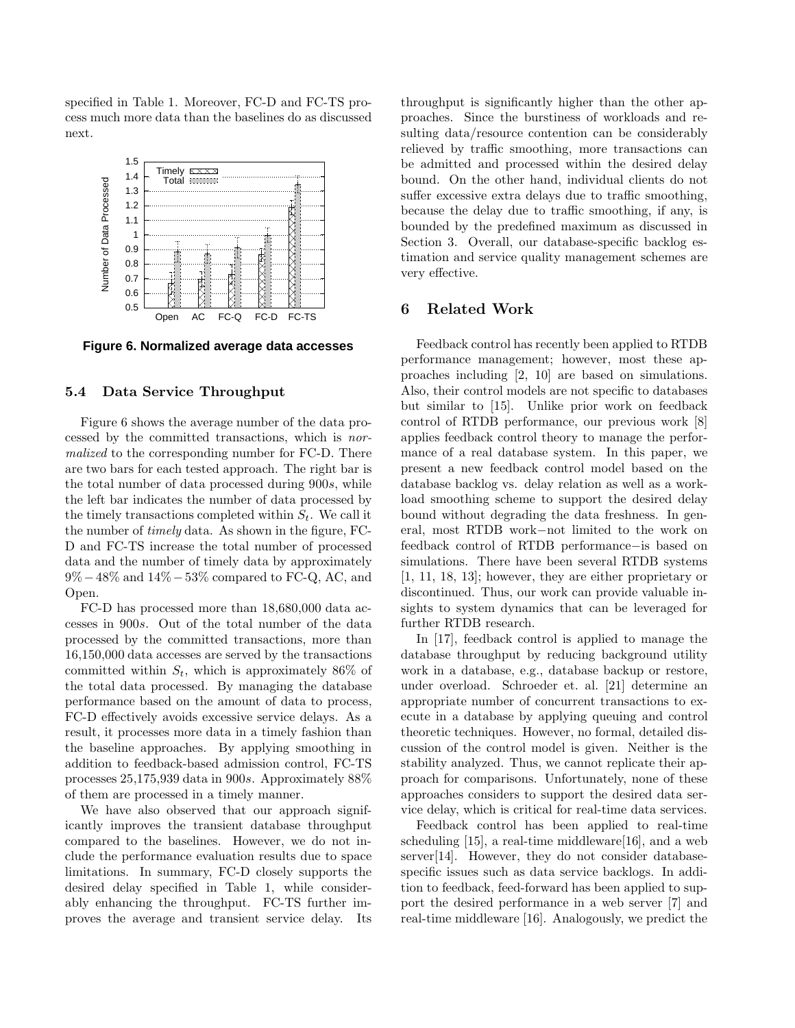specified in Table 1. Moreover, FC-D and FC-TS process much more data than the baselines do as discussed next.

**Figure 6. Normalized average data accesses**

### 5.4 Data Service Throughput

Figure 6 shows the average number of the data processed by the committed transactions, which is *normalized* to the corresponding number for FC-D. There are two bars for each tested approach. The right bar is the total number of data processed during $900s$, while the left bar indicates the number of data processed by the timely transactions completed within $S_t$. We call it the number of *timely* data. As shown in the figure, FC-D and FC-TS increase the total number of processed data and the number of timely data by approximately $9\% - 48\%$ and $14\% - 53\%$ compared to FC-Q, AC, and Open.

FC-D has processed more than 18,680,000 data accesses in $900s$. Out of the total number of the data processed by the committed transactions, more than 16,150,000 data accesses are served by the transactions committed within $S_t$, which is approximately 86% of the total data processed. By managing the database performance based on the amount of data to process, FC-D effectively avoids excessive service delays. As a result, it processes more data in a timely fashion than the baseline approaches. By applying smoothing in addition to feedback-based admission control, FC-TS processes 25,175,939 data in $900s$. Approximately 88% of them are processed in a timely manner.

We have also observed that our approach significantly improves the transient database throughput compared to the baselines. However, we do not include the performance evaluation results due to space limitations. In summary, FC-D closely supports the desired delay specified in Table 1, while considerably enhancing the throughput. FC-TS further improves the average and transient service delay. Its throughput is significantly higher than the other approaches. Since the burstiness of workloads and resulting data/resource contention can be considerably relieved by traffic smoothing, more transactions can be admitted and processed within the desired delay bound. On the other hand, individual clients do not suffer excessive extra delays due to traffic smoothing, because the delay due to traffic smoothing, if any, is bounded by the predefined maximum as discussed in Section 3. Overall, our database-specific backlog estimation and service quality management schemes are very effective.

## 6 Related Work

Feedback control has recently been applied to RTDB performance management; however, most these approaches including [2, 10] are based on simulations. Also, their control models are not specific to databases but similar to [15]. Unlike prior work on feedback control of RTDB performance, our previous work [8] applies feedback control theory to manage the performance of a real database system. In this paper, we present a new feedback control model based on the database backlog vs. delay relation as well as a workload smoothing scheme to support the desired delay bound without degrading the data freshness. In general, most RTDB work−not limited to the work on feedback control of RTDB performance−is based on simulations. There have been several RTDB systems [1, 11, 18, 13]; however, they are either proprietary or discontinued. Thus, our work can provide valuable insights to system dynamics that can be leveraged for further RTDB research.

In [17], feedback control is applied to manage the database throughput by reducing background utility work in a database, e.g., database backup or restore, under overload. Schroeder et. al. [21] determine an appropriate number of concurrent transactions to execute in a database by applying queuing and control theoretic techniques. However, no formal, detailed discussion of the control model is given. Neither is the stability analyzed. Thus, we cannot replicate their approach for comparisons. Unfortunately, none of these approaches considers to support the desired data service delay, which is critical for real-time data services.

Feedback control has been applied to real-time scheduling [15], a real-time middleware[16], and a web server[14]. However, they do not consider database-specific issues such as data service backlogs. In addition to feedback, feed-forward has been applied to support the desired performance in a web server [7] and real-time middleware [16]. Analogously, we predict the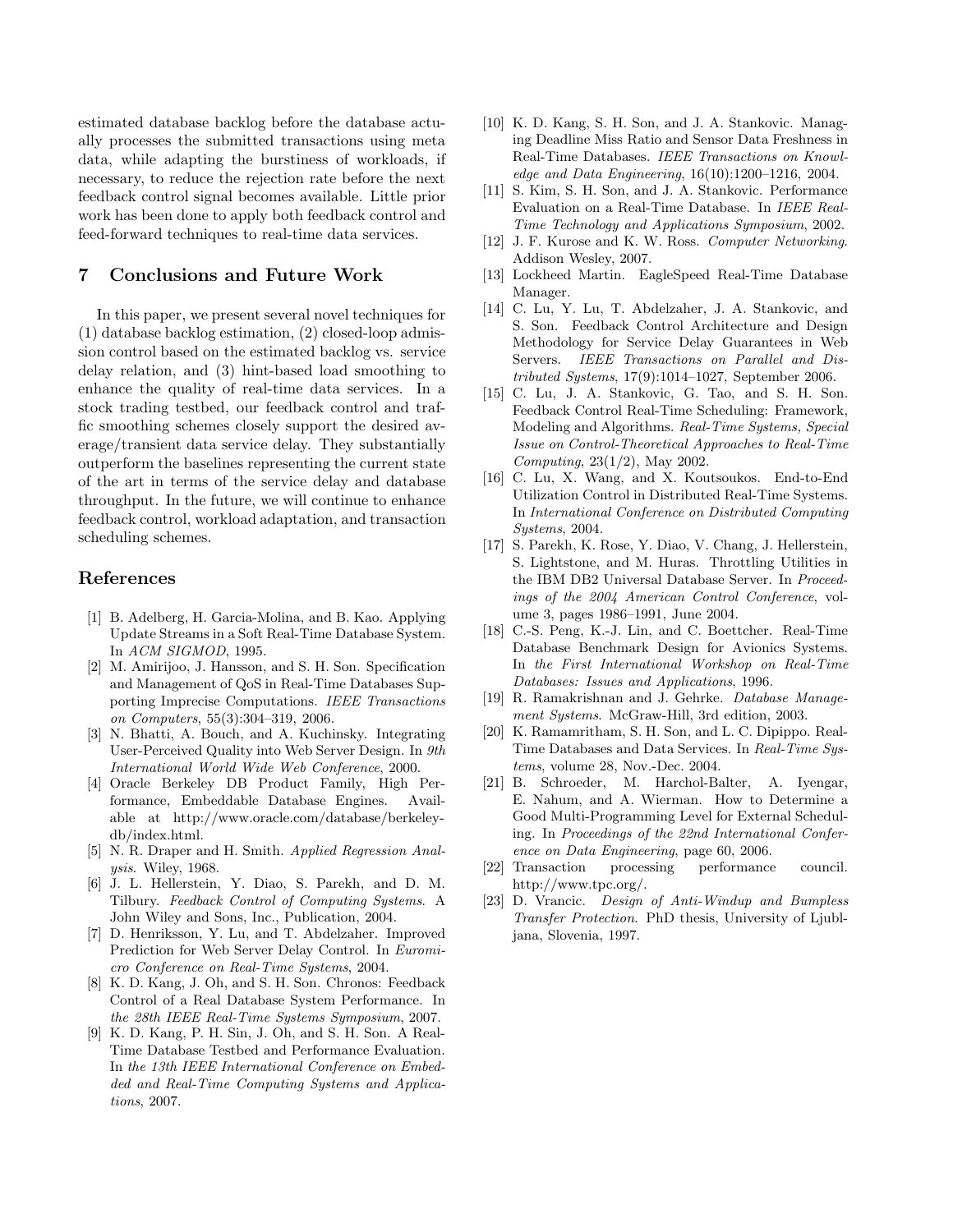estimated database backlog before the database actually processes the submitted transactions using meta data, while adapting the burstiness of workloads, if necessary, to reduce the rejection rate before the next feedback control signal becomes available. Little prior work has been done to apply both feedback control and feed-forward techniques to real-time data services.

## 7 Conclusions and Future Work

In this paper, we present several novel techniques for (1) database backlog estimation, (2) closed-loop admission control based on the estimated backlog vs. service delay relation, and (3) hint-based load smoothing to enhance the quality of real-time data services. In a stock trading testbed, our feedback control and traffic smoothing schemes closely support the desired average/transient data service delay. They substantially outperform the baselines representing the current state of the art in terms of the service delay and database throughput. In the future, we will continue to enhance feedback control, workload adaptation, and transaction scheduling schemes.

## References

[1] B. Adelberg, H. Garcia-Molina, and B. Kao. Applying Update Streams in a Soft Real-Time Database System. In *ACM SIGMOD*, 1995.

[2] M. Amirijoo, J. Hansson, and S. H. Son. Specification and Management of QoS in Real-Time Databases Supporting Imprecise Computations. *IEEE Transactions on Computers*, 55(3):304–319, 2006.

[3] N. Bhatti, A. Bouch, and A. Kuchinsky. Integrating User-Perceived Quality into Web Server Design. In *9th International World Wide Web Conference*, 2000.

[4] Oracle Berkeley DB Product Family, High Performance, Embeddable Database Engines. Available at http://www.oracle.com/database/berkeley-db/index.html.

[5] N. R. Draper and H. Smith. *Applied Regression Analysis*. Wiley, 1968.

[6] J. L. Hellerstein, Y. Diao, S. Parekh, and D. M. Tilbury. *Feedback Control of Computing Systems*. A John Wiley and Sons, Inc., Publication, 2004.

[7] D. Henriksson, Y. Lu, and T. Abdelzaher. Improved Prediction for Web Server Delay Control. In *Euromicro Conference on Real-Time Systems*, 2004.

[8] K. D. Kang, J. Oh, and S. H. Son. Chronos: Feedback Control of a Real Database System Performance. In *the 28th IEEE Real-Time Systems Symposium*, 2007.

[9] K. D. Kang, P. H. Sin, J. Oh, and S. H. Son. A Real-Time Database Testbed and Performance Evaluation. In *the 13th IEEE International Conference on Embedded and Real-Time Computing Systems and Applications*, 2007.

[10] K. D. Kang, S. H. Son, and J. A. Stankovic. Managing Deadline Miss Ratio and Sensor Data Freshness in Real-Time Databases. *IEEE Transactions on Knowledge and Data Engineering*, 16(10):1200–1216, 2004.

[11] S. Kim, S. H. Son, and J. A. Stankovic. Performance Evaluation on a Real-Time Database. In *IEEE Real-Time Technology and Applications Symposium*, 2002.

[12] J. F. Kurose and K. W. Ross. *Computer Networking*. Addison Wesley, 2007.

[13] Lockheed Martin. EagleSpeed Real-Time Database Manager.

[14] C. Lu, Y. Lu, T. Abdelzaher, J. A. Stankovic, and S. Son. Feedback Control Architecture and Design Methodology for Service Delay Guarantees in Web Servers. *IEEE Transactions on Parallel and Distributed Systems*, 17(9):1014–1027, September 2006.

[15] C. Lu, J. A. Stankovic, G. Tao, and S. H. Son. Feedback Control Real-Time Scheduling: Framework, Modeling and Algorithms. *Real-Time Systems, Special Issue on Control-Theoretical Approaches to Real-Time Computing*, 23(1/2), May 2002.

[16] C. Lu, X. Wang, and X. Koutsoukos. End-to-End Utilization Control in Distributed Real-Time Systems. In *International Conference on Distributed Computing Systems*, 2004.

[17] S. Parekh, K. Rose, Y. Diao, V. Chang, J. Hellerstein, S. Lightstone, and M. Huras. Throttling Utilities in the IBM DB2 Universal Database Server. In *Proceedings of the 2004 American Control Conference*, volume 3, pages 1986–1991, June 2004.

[18] C.-S. Peng, K.-J. Lin, and C. Boettcher. Real-Time Database Benchmark Design for Avionics Systems. In *the First International Workshop on Real-Time Databases: Issues and Applications*, 1996.

[19] R. Ramakrishnan and J. Gehrke. *Database Management Systems*. McGraw-Hill, 3rd edition, 2003.

[20] K. Ramamritham, S. H. Son, and L. C. Dipippo. Real-Time Databases and Data Services. In *Real-Time Systems*, volume 28, Nov.-Dec. 2004.

[21] B. Schroeder, M. Harchol-Balter, A. Iyengar, E. Nahum, and A. Wierman. How to Determine a Good Multi-Programming Level for External Scheduling. In *Proceedings of the 22nd International Conference on Data Engineering*, page 60, 2006.

[22] Transaction processing performance council. http://www.tpc.org/.

[23] D. Vrancic. *Design of Anti-Windup and Bumpless Transfer Protection*. PhD thesis, University of Ljubljana, Slovenia, 1997.